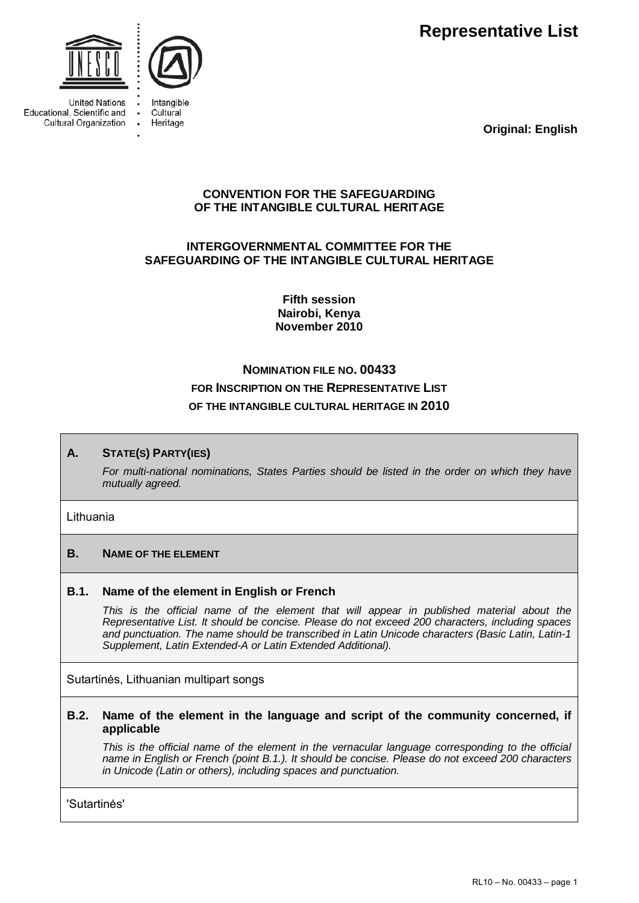# Representative List

United Nations Educational, Scientific and Cultural Organization

Intangible Cultural Heritage

**Original: English**

**CONVENTION FOR THE SAFEGUARDING OF THE INTANGIBLE CULTURAL HERITAGE**

**INTERGOVERNMENTAL COMMITTEE FOR THE SAFEGUARDING OF THE INTANGIBLE CULTURAL HERITAGE**

**Fifth session**
**Nairobi, Kenya**
**November 2010**

## NOMINATION FILE NO. 00433 FOR INSCRIPTION ON THE REPRESENTATIVE LIST OF THE INTANGIBLE CULTURAL HERITAGE IN 2010

### A. STATE(S) PARTY(IES)

*For multi-national nominations, States Parties should be listed in the order on which they have mutually agreed.*

Lithuania

### B. NAME OF THE ELEMENT

#### B.1. Name of the element in English or French

*This is the official name of the element that will appear in published material about the Representative List. It should be concise. Please do not exceed 200 characters, including spaces and punctuation. The name should be transcribed in Latin Unicode characters (Basic Latin, Latin-1 Supplement, Latin Extended-A or Latin Extended Additional).*

Sutartinės, Lithuanian multipart songs

#### B.2. Name of the element in the language and script of the community concerned, if applicable

*This is the official name of the element in the vernacular language corresponding to the official name in English or French (point B.1.). It should be concise. Please do not exceed 200 characters in Unicode (Latin or others), including spaces and punctuation.*

'Sutartinės'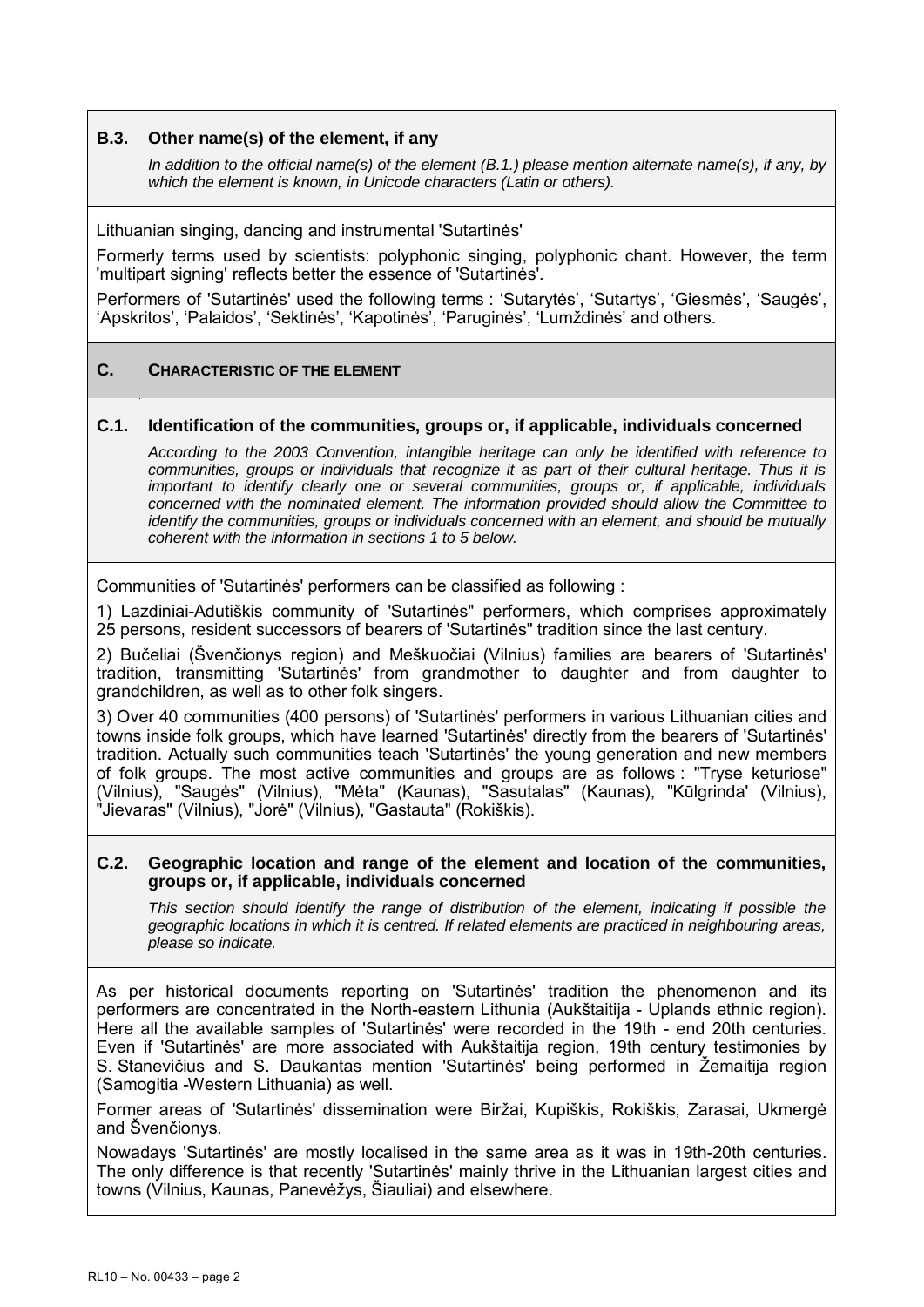### B.3. Other name(s) of the element, if any

*In addition to the official name(s) of the element (B.1.) please mention alternate name(s), if any, by which the element is known, in Unicode characters (Latin or others).*

Lithuanian singing, dancing and instrumental 'Sutartinės'

Formerly terms used by scientists: polyphonic singing, polyphonic chant. However, the term 'multipart signing' reflects better the essence of 'Sutartinės'.

Performers of 'Sutartinės' used the following terms : 'Sutarytės', 'Sutartys', 'Giesmės', 'Saugės', 'Apskritos', 'Palaidos', 'Sektinės', 'Kapotinės', 'Paruginės', 'Lumždinės' and others.

## C. CHARACTERISTIC OF THE ELEMENT

### C.1. Identification of the communities, groups or, if applicable, individuals concerned

*According to the 2003 Convention, intangible heritage can only be identified with reference to communities, groups or individuals that recognize it as part of their cultural heritage. Thus it is important to identify clearly one or several communities, groups or, if applicable, individuals concerned with the nominated element. The information provided should allow the Committee to identify the communities, groups or individuals concerned with an element, and should be mutually coherent with the information in sections 1 to 5 below.*

Communities of 'Sutartinės' performers can be classified as following :

1) Lazdiniai-Adutiškis community of 'Sutartinės" performers, which comprises approximately 25 persons, resident successors of bearers of 'Sutartinės" tradition since the last century.

2) Bučeliai (Švenčionys region) and Meškuočiai (Vilnius) families are bearers of 'Sutartinės' tradition, transmitting 'Sutartinės' from grandmother to daughter and from daughter to grandchildren, as well as to other folk singers.

3) Over 40 communities (400 persons) of 'Sutartinės' performers in various Lithuanian cities and towns inside folk groups, which have learned 'Sutartinės' directly from the bearers of 'Sutartinės' tradition. Actually such communities teach 'Sutartinės' the young generation and new members of folk groups. The most active communities and groups are as follows : "Tryse keturiose" (Vilnius), "Saugės" (Vilnius), "Mėta" (Kaunas), "Sasutalas" (Kaunas), "Kūlgrinda' (Vilnius), "Jievaras" (Vilnius), "Jorė" (Vilnius), "Gastauta" (Rokiškis).

### C.2. Geographic location and range of the element and location of the communities, groups or, if applicable, individuals concerned

*This section should identify the range of distribution of the element, indicating if possible the geographic locations in which it is centred. If related elements are practiced in neighbouring areas, please so indicate.*

As per historical documents reporting on 'Sutartinės' tradition the phenomenon and its performers are concentrated in the North-eastern Lithuania (Aukštaitija - Uplands ethnic region). Here all the available samples of 'Sutartinės' were recorded in the 19th - end 20th centuries. Even if 'Sutartinės' are more associated with Aukštaitija region, 19th century testimonies by S. Stanevičius and S. Daukantas mention 'Sutartinės' being performed in Žemaitija region (Samogitia -Western Lithuania) as well.

Former areas of 'Sutartinės' dissemination were Biržai, Kupiškis, Rokiškis, Zarasai, Ukmergė and Švenčionys.

Nowadays 'Sutartinės' are mostly localised in the same area as it was in 19th-20th centuries. The only difference is that recently 'Sutartinės' mainly thrive in the Lithuanian largest cities and towns (Vilnius, Kaunas, Panevėžys, Šiauliai) and elsewhere.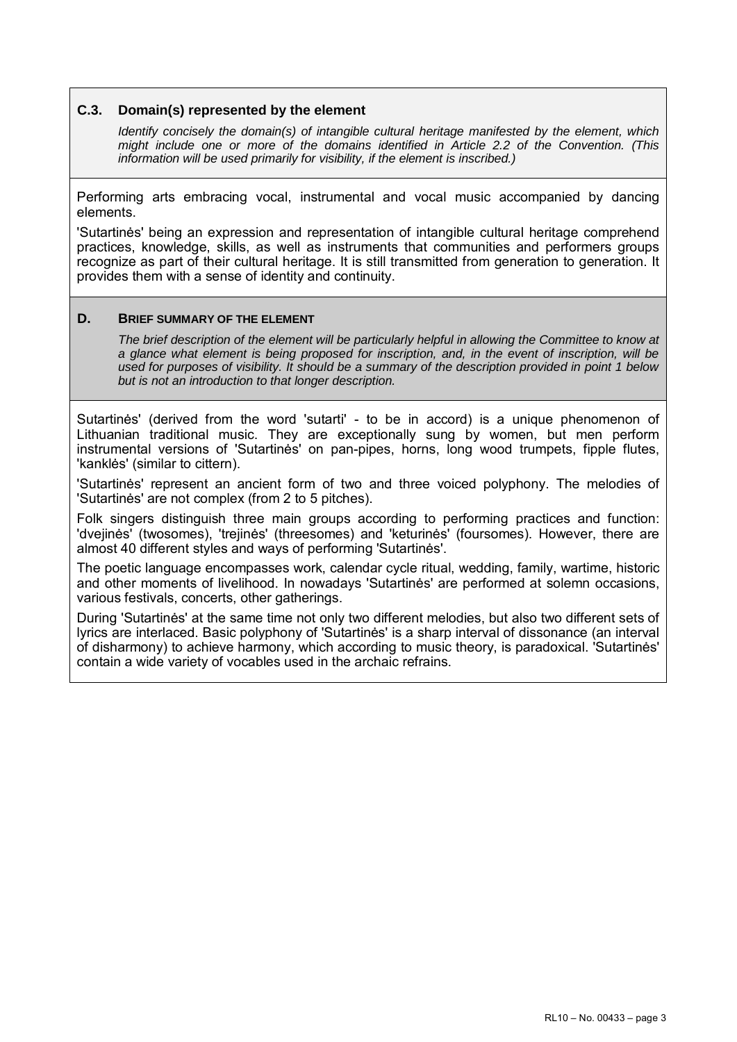### C.3. Domain(s) represented by the element

*Identify concisely the domain(s) of intangible cultural heritage manifested by the element, which might include one or more of the domains identified in Article 2.2 of the Convention. (This information will be used primarily for visibility, if the element is inscribed.)*

Performing arts embracing vocal, instrumental and vocal music accompanied by dancing elements.

'Sutartinės' being an expression and representation of intangible cultural heritage comprehend practices, knowledge, skills, as well as instruments that communities and performers groups recognize as part of their cultural heritage. It is still transmitted from generation to generation. It provides them with a sense of identity and continuity.

### D. BRIEF SUMMARY OF THE ELEMENT

*The brief description of the element will be particularly helpful in allowing the Committee to know at a glance what element is being proposed for inscription, and, in the event of inscription, will be used for purposes of visibility. It should be a summary of the description provided in point 1 below but is not an introduction to that longer description.*

Sutartinės' (derived from the word 'sutarti' - to be in accord) is a unique phenomenon of Lithuanian traditional music. They are exceptionally sung by women, but men perform instrumental versions of 'Sutartinės' on pan-pipes, horns, long wood trumpets, fipple flutes, 'kanklės' (similar to cittern).

'Sutartinės' represent an ancient form of two and three voiced polyphony. The melodies of 'Sutartinės' are not complex (from 2 to 5 pitches).

Folk singers distinguish three main groups according to performing practices and function: 'dvejinės' (twosomes), 'trejinės' (threesomes) and 'keturinės' (foursomes). However, there are almost 40 different styles and ways of performing 'Sutartinės'.

The poetic language encompasses work, calendar cycle ritual, wedding, family, wartime, historic and other moments of livelihood. In nowadays 'Sutartinės' are performed at solemn occasions, various festivals, concerts, other gatherings.

During 'Sutartinės' at the same time not only two different melodies, but also two different sets of lyrics are interlaced. Basic polyphony of 'Sutartinės' is a sharp interval of dissonance (an interval of disharmony) to achieve harmony, which according to music theory, is paradoxical. 'Sutartinės' contain a wide variety of vocables used in the archaic refrains.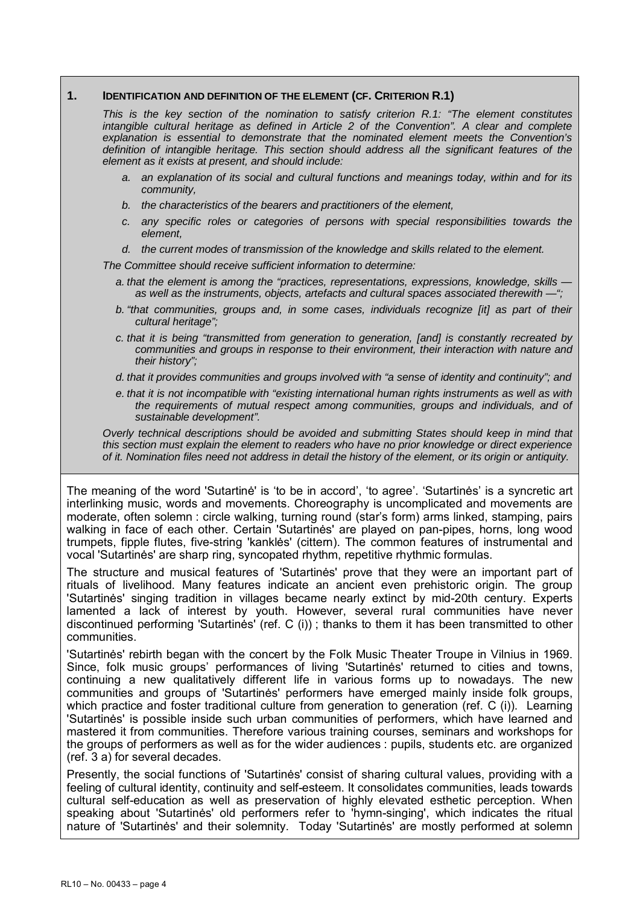## 1. IDENTIFICATION AND DEFINITION OF THE ELEMENT (CF. CRITERION R.1)

*This is the key section of the nomination to satisfy criterion R.1: "The element constitutes intangible cultural heritage as defined in Article 2 of the Convention". A clear and complete explanation is essential to demonstrate that the nominated element meets the Convention's definition of intangible heritage. This section should address all the significant features of the element as it exists at present, and should include:*

*a. an explanation of its social and cultural functions and meanings today, within and for its community,*

*b. the characteristics of the bearers and practitioners of the element,*

*c. any specific roles or categories of persons with special responsibilities towards the element,*

*d. the current modes of transmission of the knowledge and skills related to the element.*

*The Committee should receive sufficient information to determine:*

*a. that the element is among the "practices, representations, expressions, knowledge, skills — as well as the instruments, objects, artefacts and cultural spaces associated therewith —";*

*b. "that communities, groups and, in some cases, individuals recognize [it] as part of their cultural heritage";*

*c. that it is being "transmitted from generation to generation, [and] is constantly recreated by communities and groups in response to their environment, their interaction with nature and their history";*

*d. that it provides communities and groups involved with "a sense of identity and continuity"; and*

*e. that it is not incompatible with "existing international human rights instruments as well as with the requirements of mutual respect among communities, groups and individuals, and of sustainable development".*

*Overly technical descriptions should be avoided and submitting States should keep in mind that this section must explain the element to readers who have no prior knowledge or direct experience of it. Nomination files need not address in detail the history of the element, or its origin or antiquity.*

The meaning of the word 'Sutartinė' is 'to be in accord', 'to agree'. 'Sutartinės' is a syncretic art interlinking music, words and movements. Choreography is uncomplicated and movements are moderate, often solemn : circle walking, turning round (star's form) arms linked, stamping, pairs walking in face of each other. Certain 'Sutartinės' are played on pan-pipes, horns, long wood trumpets, fipple flutes, five-string 'kanklės' (cittern). The common features of instrumental and vocal 'Sutartinės' are sharp ring, syncopated rhythm, repetitive rhythmic formulas.

The structure and musical features of 'Sutartinės' prove that they were an important part of rituals of livelihood. Many features indicate an ancient even prehistoric origin. The group 'Sutartinės' singing tradition in villages became nearly extinct by mid-20th century. Experts lamented a lack of interest by youth. However, several rural communities have never discontinued performing 'Sutartinės' (ref. C (i)) ; thanks to them it has been transmitted to other communities.

'Sutartinės' rebirth began with the concert by the Folk Music Theater Troupe in Vilnius in 1969. Since, folk music groups' performances of living 'Sutartinės' returned to cities and towns, continuing a new qualitatively different life in various forms up to nowadays. The new communities and groups of 'Sutartinės' performers have emerged mainly inside folk groups, which practice and foster traditional culture from generation to generation (ref. C (i)). Learning 'Sutartinės' is possible inside such urban communities of performers, which have learned and mastered it from communities. Therefore various training courses, seminars and workshops for the groups of performers as well as for the wider audiences : pupils, students etc. are organized (ref. 3 a) for several decades.

Presently, the social functions of 'Sutartinės' consist of sharing cultural values, providing with a feeling of cultural identity, continuity and self-esteem. It consolidates communities, leads towards cultural self-education as well as preservation of highly elevated esthetic perception. When speaking about 'Sutartinės' old performers refer to 'hymn-singing', which indicates the ritual nature of 'Sutartinės' and their solemnity. Today 'Sutartinės' are mostly performed at solemn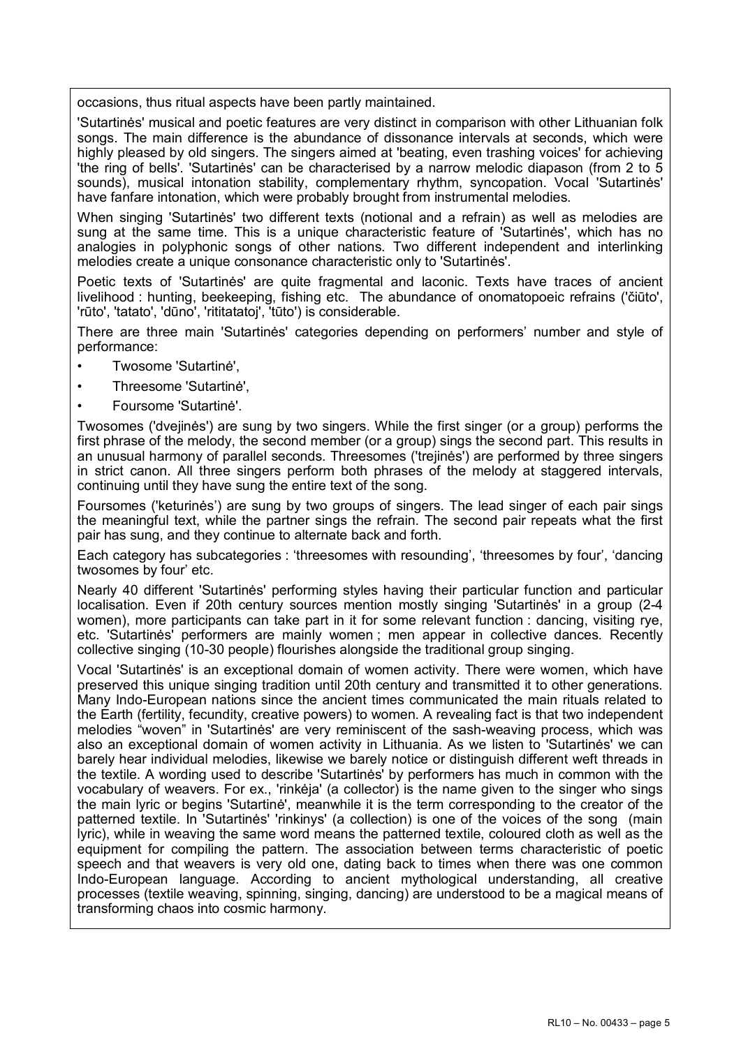occasions, thus ritual aspects have been partly maintained.

'Sutartinės' musical and poetic features are very distinct in comparison with other Lithuanian folk songs. The main difference is the abundance of dissonance intervals at seconds, which were highly pleased by old singers. The singers aimed at 'beating, even trashing voices' for achieving 'the ring of bells'. 'Sutartinės' can be characterised by a narrow melodic diapason (from 2 to 5 sounds), musical intonation stability, complementary rhythm, syncopation. Vocal 'Sutartinės' have fanfare intonation, which were probably brought from instrumental melodies.

When singing 'Sutartinės' two different texts (notional and a refrain) as well as melodies are sung at the same time. This is a unique characteristic feature of 'Sutartinės', which has no analogies in polyphonic songs of other nations. Two different independent and interlinking melodies create a unique consonance characteristic only to 'Sutartinės'.

Poetic texts of 'Sutartinės' are quite fragmental and laconic. Texts have traces of ancient livelihood : hunting, beekeeping, fishing etc. The abundance of onomatopoeic refrains ('čiūto', 'rūto', 'tatato', 'dūno', 'rititatatoj', 'tūto') is considerable.

There are three main 'Sutartinės' categories depending on performers' number and style of performance:

- Twosome 'Sutartinė',
- Threesome 'Sutartinė',
- Foursome 'Sutartinė'.

Twosomes ('dvejinės') are sung by two singers. While the first singer (or a group) performs the first phrase of the melody, the second member (or a group) sings the second part. This results in an unusual harmony of parallel seconds. Threesomes ('trejinės') are performed by three singers in strict canon. All three singers perform both phrases of the melody at staggered intervals, continuing until they have sung the entire text of the song.

Foursomes ('keturinės') are sung by two groups of singers. The lead singer of each pair sings the meaningful text, while the partner sings the refrain. The second pair repeats what the first pair has sung, and they continue to alternate back and forth.

Each category has subcategories : 'threesomes with resounding', 'threesomes by four', 'dancing twosomes by four' etc.

Nearly 40 different 'Sutartinės' performing styles having their particular function and particular localisation. Even if 20th century sources mention mostly singing 'Sutartinės' in a group (2-4 women), more participants can take part in it for some relevant function : dancing, visiting rye, etc. 'Sutartinės' performers are mainly women ; men appear in collective dances. Recently collective singing (10-30 people) flourishes alongside the traditional group singing.

Vocal 'Sutartinės' is an exceptional domain of women activity. There were women, which have preserved this unique singing tradition until 20th century and transmitted it to other generations. Many Indo-European nations since the ancient times communicated the main rituals related to the Earth (fertility, fecundity, creative powers) to women. A revealing fact is that two independent melodies "woven" in 'Sutartinės' are very reminiscent of the sash-weaving process, which was also an exceptional domain of women activity in Lithuania. As we listen to 'Sutartinės' we can barely hear individual melodies, likewise we barely notice or distinguish different weft threads in the textile. A wording used to describe 'Sutartinės' by performers has much in common with the vocabulary of weavers. For ex., 'rinkėja' (a collector) is the name given to the singer who sings the main lyric or begins 'Sutartinė', meanwhile it is the term corresponding to the creator of the patterned textile. In 'Sutartinės' 'rinkinys' (a collection) is one of the voices of the song (main lyric), while in weaving the same word means the patterned textile, coloured cloth as well as the equipment for compiling the pattern. The association between terms characteristic of poetic speech and that weavers is very old one, dating back to times when there was one common Indo-European language. According to ancient mythological understanding, all creative processes (textile weaving, spinning, singing, dancing) are understood to be a magical means of transforming chaos into cosmic harmony.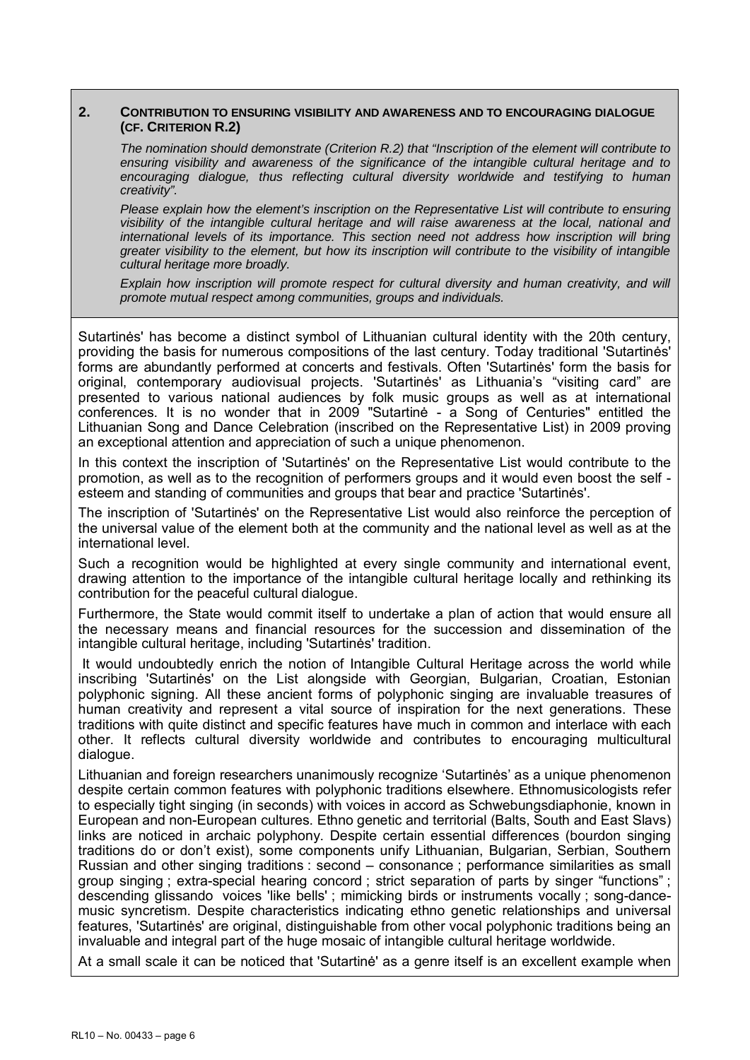## 2. CONTRIBUTION TO ENSURING VISIBILITY AND AWARENESS AND TO ENCOURAGING DIALOGUE (CF. CRITERION R.2)

*The nomination should demonstrate (Criterion R.2) that "Inscription of the element will contribute to ensuring visibility and awareness of the significance of the intangible cultural heritage and to encouraging dialogue, thus reflecting cultural diversity worldwide and testifying to human creativity".*

*Please explain how the element's inscription on the Representative List will contribute to ensuring visibility of the intangible cultural heritage and will raise awareness at the local, national and international levels of its importance. This section need not address how inscription will bring greater visibility to the element, but how its inscription will contribute to the visibility of intangible cultural heritage more broadly.*

*Explain how inscription will promote respect for cultural diversity and human creativity, and will promote mutual respect among communities, groups and individuals.*

Sutartinės' has become a distinct symbol of Lithuanian cultural identity with the 20th century, providing the basis for numerous compositions of the last century. Today traditional 'Sutartinės' forms are abundantly performed at concerts and festivals. Often 'Sutartinės' form the basis for original, contemporary audiovisual projects. 'Sutartinės' as Lithuania's "visiting card" are presented to various national audiences by folk music groups as well as at international conferences. It is no wonder that in 2009 "Sutartinė - a Song of Centuries" entitled the Lithuanian Song and Dance Celebration (inscribed on the Representative List) in 2009 proving an exceptional attention and appreciation of such a unique phenomenon.

In this context the inscription of 'Sutartinės' on the Representative List would contribute to the promotion, as well as to the recognition of performers groups and it would even boost the self - esteem and standing of communities and groups that bear and practice 'Sutartinės'.

The inscription of 'Sutartinės' on the Representative List would also reinforce the perception of the universal value of the element both at the community and the national level as well as at the international level.

Such a recognition would be highlighted at every single community and international event, drawing attention to the importance of the intangible cultural heritage locally and rethinking its contribution for the peaceful cultural dialogue.

Furthermore, the State would commit itself to undertake a plan of action that would ensure all the necessary means and financial resources for the succession and dissemination of the intangible cultural heritage, including 'Sutartinės' tradition.

It would undoubtedly enrich the notion of Intangible Cultural Heritage across the world while inscribing 'Sutartinės' on the List alongside with Georgian, Bulgarian, Croatian, Estonian polyphonic signing. All these ancient forms of polyphonic singing are invaluable treasures of human creativity and represent a vital source of inspiration for the next generations. These traditions with quite distinct and specific features have much in common and interlace with each other. It reflects cultural diversity worldwide and contributes to encouraging multicultural dialogue.

Lithuanian and foreign researchers unanimously recognize 'Sutartinės' as a unique phenomenon despite certain common features with polyphonic traditions elsewhere. Ethnomusicologists refer to especially tight singing (in seconds) with voices in accord as Schwebungsdiaphonie, known in European and non-European cultures. Ethno genetic and territorial (Balts, South and East Slavs) links are noticed in archaic polyphony. Despite certain essential differences (bourdon singing traditions do or don't exist), some components unify Lithuanian, Bulgarian, Serbian, Southern Russian and other singing traditions : second – consonance ; performance similarities as small group singing ; extra-special hearing concord ; strict separation of parts by singer "functions" ; descending glissando voices 'like bells' ; mimicking birds or instruments vocally ; song-dance-music syncretism. Despite characteristics indicating ethno genetic relationships and universal features, 'Sutartinės' are original, distinguishable from other vocal polyphonic traditions being an invaluable and integral part of the huge mosaic of intangible cultural heritage worldwide.

At a small scale it can be noticed that 'Sutartinė' as a genre itself is an excellent example when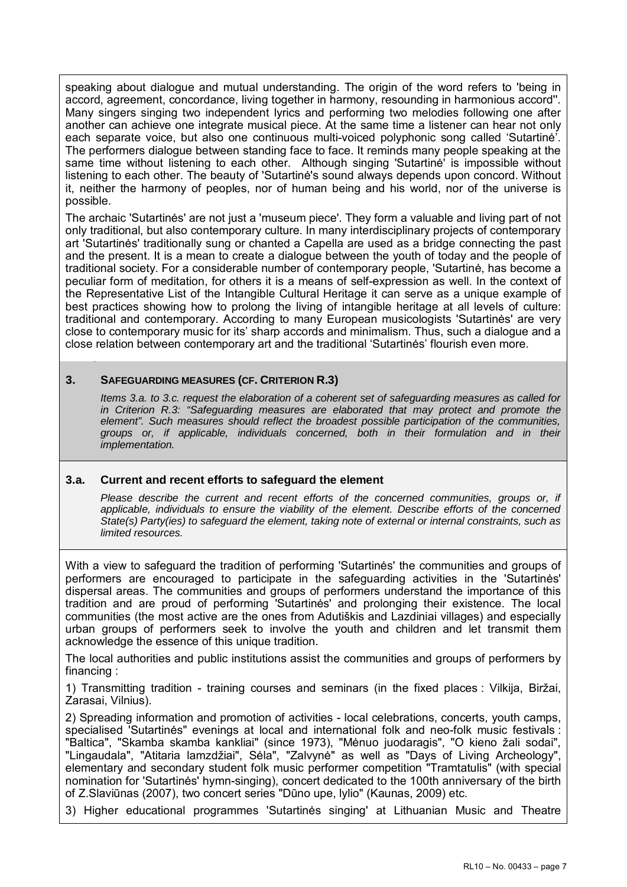speaking about dialogue and mutual understanding. The origin of the word refers to 'being in accord, agreement, concordance, living together in harmony, resounding in harmonious accord''. Many singers singing two independent lyrics and performing two melodies following one after another can achieve one integrate musical piece. At the same time a listener can hear not only each separate voice, but also one continuous multi-voiced polyphonic song called 'Sutartinė'. The performers dialogue between standing face to face. It reminds many people speaking at the same time without listening to each other. Although singing 'Sutartinė' is impossible without listening to each other. The beauty of 'Sutartinė's sound always depends upon concord. Without it, neither the harmony of peoples, nor of human being and his world, nor of the universe is possible.

The archaic 'Sutartinės' are not just a 'museum piece'. They form a valuable and living part of not only traditional, but also contemporary culture. In many interdisciplinary projects of contemporary art 'Sutartinės' traditionally sung or chanted a Capella are used as a bridge connecting the past and the present. It is a mean to create a dialogue between the youth of today and the people of traditional society. For a considerable number of contemporary people, 'Sutartinė, has become a peculiar form of meditation, for others it is a means of self-expression as well. In the context of the Representative List of the Intangible Cultural Heritage it can serve as a unique example of best practices showing how to prolong the living of intangible heritage at all levels of culture: traditional and contemporary. According to many European musicologists 'Sutartinės' are very close to contemporary music for its' sharp accords and minimalism. Thus, such a dialogue and a close relation between contemporary art and the traditional 'Sutartinės' flourish even more.

## 3. Safeguarding measures (cf. Criterion R.3)

*Items 3.a. to 3.c. request the elaboration of a coherent set of safeguarding measures as called for in Criterion R.3: "Safeguarding measures are elaborated that may protect and promote the element". Such measures should reflect the broadest possible participation of the communities, groups or, if applicable, individuals concerned, both in their formulation and in their implementation.*

### 3.a. Current and recent efforts to safeguard the element

*Please describe the current and recent efforts of the concerned communities, groups or, if applicable, individuals to ensure the viability of the element. Describe efforts of the concerned State(s) Party(ies) to safeguard the element, taking note of external or internal constraints, such as limited resources.*

With a view to safeguard the tradition of performing 'Sutartinės' the communities and groups of performers are encouraged to participate in the safeguarding activities in the 'Sutartinės' dispersal areas. The communities and groups of performers understand the importance of this tradition and are proud of performing 'Sutartinės' and prolonging their existence. The local communities (the most active are the ones from Adutiškis and Lazdiniai villages) and especially urban groups of performers seek to involve the youth and children and let transmit them acknowledge the essence of this unique tradition.

The local authorities and public institutions assist the communities and groups of performers by financing :

1) Transmitting tradition - training courses and seminars (in the fixed places : Vilkija, Biržai, Zarasai, Vilnius).

2) Spreading information and promotion of activities - local celebrations, concerts, youth camps, specialised 'Sutartinės" evenings at local and international folk and neo-folk music festivals : "Baltica", "Skamba skamba kankliai" (since 1973), "Mėnuo juodaragis", "O kieno žali sodai", "Lingaudala", "Atitaria lamzdžiai", Sėla", "Zalvynė" as well as "Days of Living Archeology", elementary and secondary student folk music performer competition "Tramtatulis" (with special nomination for 'Sutartinės' hymn-singing), concert dedicated to the 100th anniversary of the birth of Z.Slaviūnas (2007), two concert series "Dūno upe, lylio" (Kaunas, 2009) etc.

3) Higher educational programmes 'Sutartinės singing' at Lithuanian Music and Theatre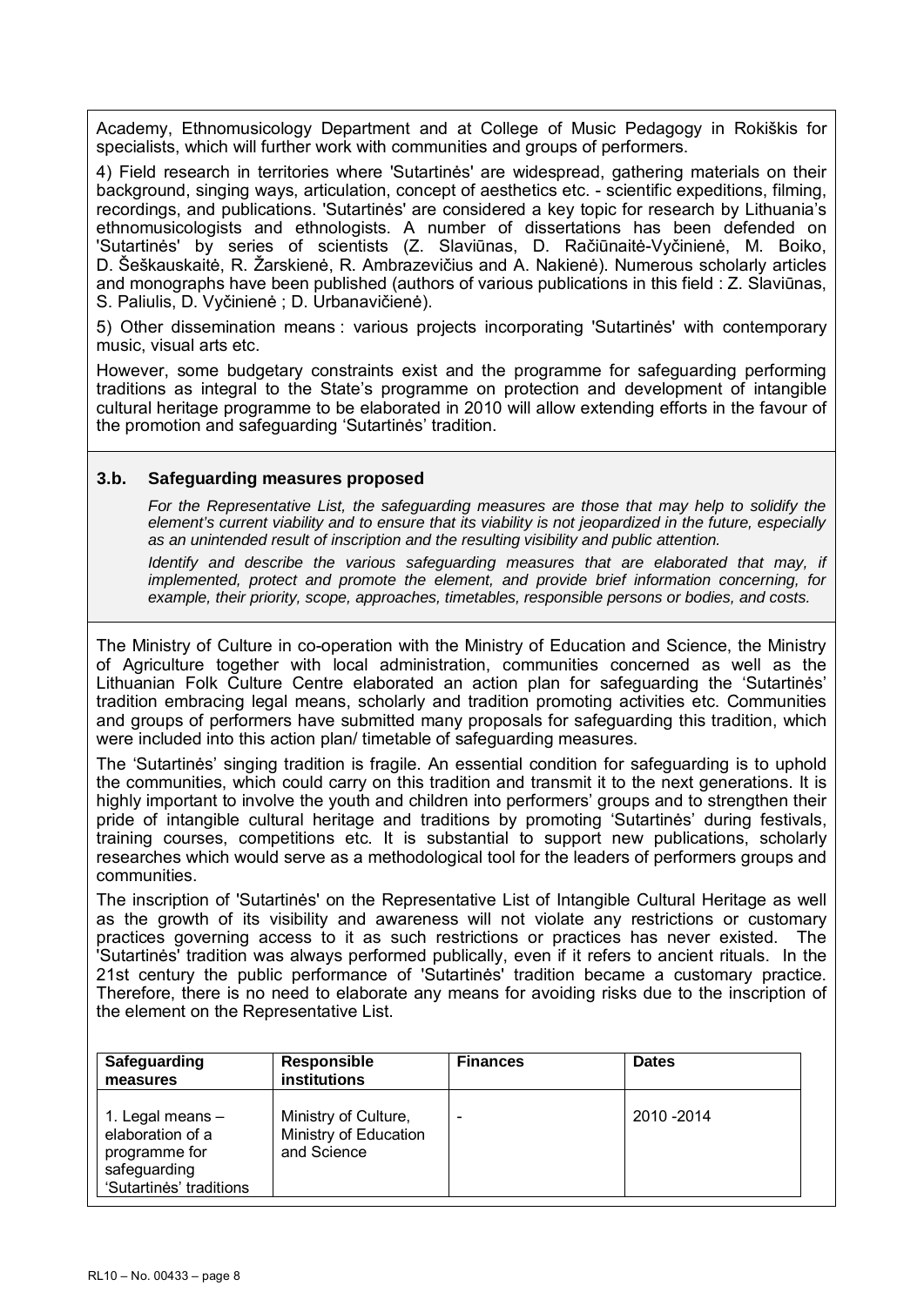Academy, Ethnomusicology Department and at College of Music Pedagogy in Rokiškis for specialists, which will further work with communities and groups of performers.

4) Field research in territories where 'Sutartinės' are widespread, gathering materials on their background, singing ways, articulation, concept of aesthetics etc. - scientific expeditions, filming, recordings, and publications. 'Sutartinės' are considered a key topic for research by Lithuania's ethnomusicologists and ethnologists. A number of dissertations has been defended on 'Sutartinės' by series of scientists (Z. Slaviūnas, D. Račiūnaitė-Vyčinienė, M. Boiko, D. Šeškauskaitė, R. Žarskienė, R. Ambrazevičius and A. Nakienė). Numerous scholarly articles and monographs have been published (authors of various publications in this field : Z. Slaviūnas, S. Paliulis, D. Vyčinienė ; D. Urbanavičienė).

5) Other dissemination means : various projects incorporating 'Sutartinės' with contemporary music, visual arts etc.

However, some budgetary constraints exist and the programme for safeguarding performing traditions as integral to the State's programme on protection and development of intangible cultural heritage programme to be elaborated in 2010 will allow extending efforts in the favour of the promotion and safeguarding 'Sutartinės' tradition.

### 3.b. Safeguarding measures proposed

*For the Representative List, the safeguarding measures are those that may help to solidify the element's current viability and to ensure that its viability is not jeopardized in the future, especially as an unintended result of inscription and the resulting visibility and public attention.*

*Identify and describe the various safeguarding measures that are elaborated that may, if implemented, protect and promote the element, and provide brief information concerning, for example, their priority, scope, approaches, timetables, responsible persons or bodies, and costs.*

The Ministry of Culture in co-operation with the Ministry of Education and Science, the Ministry of Agriculture together with local administration, communities concerned as well as the Lithuanian Folk Culture Centre elaborated an action plan for safeguarding the 'Sutartinės' tradition embracing legal means, scholarly and tradition promoting activities etc. Communities and groups of performers have submitted many proposals for safeguarding this tradition, which were included into this action plan/ timetable of safeguarding measures.

The 'Sutartinės' singing tradition is fragile. An essential condition for safeguarding is to uphold the communities, which could carry on this tradition and transmit it to the next generations. It is highly important to involve the youth and children into performers' groups and to strengthen their pride of intangible cultural heritage and traditions by promoting 'Sutartinės' during festivals, training courses, competitions etc. It is substantial to support new publications, scholarly researches which would serve as a methodological tool for the leaders of performers groups and communities.

The inscription of 'Sutartinės' on the Representative List of Intangible Cultural Heritage as well as the growth of its visibility and awareness will not violate any restrictions or customary practices governing access to it as such restrictions or practices has never existed. The 'Sutartinės' tradition was always performed publically, even if it refers to ancient rituals. In the 21st century the public performance of 'Sutartinės' tradition became a customary practice. Therefore, there is no need to elaborate any means for avoiding risks due to the inscription of the element on the Representative List.

| Safeguarding measures | Responsible institutions | Finances | Dates |
|---|---|---|---|
| 1. Legal means – elaboration of a programme for safeguarding 'Sutartinės' traditions | Ministry of Culture, Ministry of Education and Science | - | 2010 -2014 |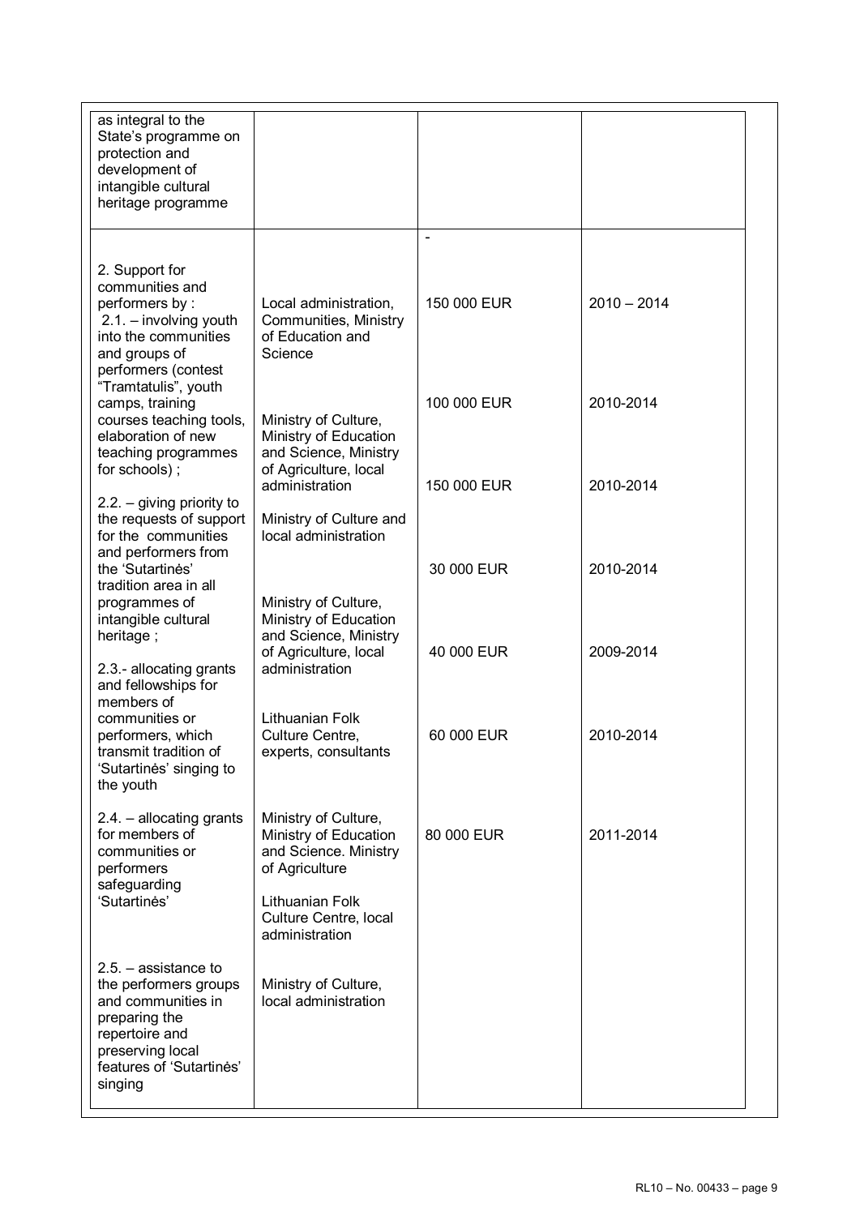| | | | |
|---|---|---|---|
| as integral to the State's programme on protection and development of intangible cultural heritage programme | | | |
| 2. Support for communities and performers by :<br>2.1. – involving youth into the communities and groups of performers (contest "Tramtatulis", youth camps, training courses teaching tools, elaboration of new teaching programmes for schools) ;<br><br>2.2. – giving priority to the requests of support for the communities and performers from the 'Sutartinės' tradition area in all programmes of intangible cultural heritage ;<br><br>2.3.- allocating grants and fellowships for members of communities or performers, which transmit tradition of 'Sutartinės' singing to the youth<br><br>2.4. – allocating grants for members of communities or performers safeguarding 'Sutartinės'<br><br>2.5. – assistance to the performers groups and communities in preparing the repertoire and preserving local features of 'Sutartinės' singing | Local administration, Communities, Ministry of Education and Science<br><br>Ministry of Culture, Ministry of Education and Science, Ministry of Agriculture, local administration<br><br>Ministry of Culture and local administration<br><br>Ministry of Culture, Ministry of Education and Science, Ministry of Agriculture, local administration<br><br>Lithuanian Folk Culture Centre, experts, consultants<br><br>Ministry of Culture, Ministry of Education and Science. Ministry of Agriculture<br><br>Lithuanian Folk Culture Centre, local administration<br><br>Ministry of Culture, local administration | -<br><br>150 000 EUR<br><br>100 000 EUR<br><br>150 000 EUR<br><br>30 000 EUR<br><br>40 000 EUR<br><br>60 000 EUR<br><br>80 000 EUR | 2010 – 2014<br><br>2010-2014<br><br>2010-2014<br><br>2010-2014<br><br>2009-2014<br><br>2010-2014<br><br>2011-2014 |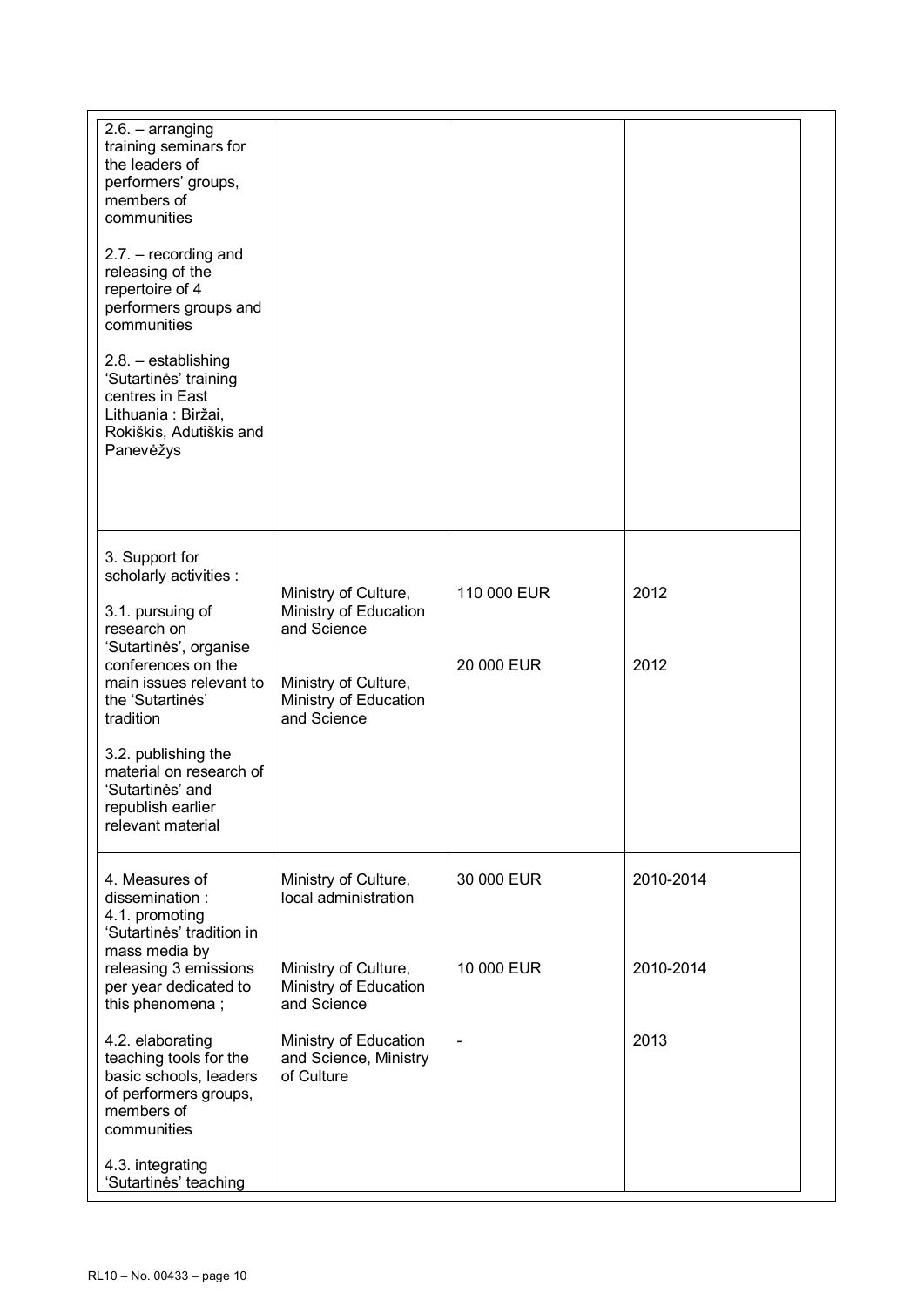| | | | |
|---|---|---|---|
| 2.6. – arranging training seminars for the leaders of performers' groups, members of communities<br><br>2.7. – recording and releasing of the repertoire of 4 performers groups and communities<br><br>2.8. – establishing 'Sutartinės' training centres in East Lithuania : Biržai, Rokiškis, Adutiškis and Panevėžys | | | |
| 3. Support for scholarly activities :<br><br>3.1. pursuing of research on 'Sutartinės', organise conferences on the main issues relevant to the 'Sutartinės' tradition<br><br>3.2. publishing the material on research of 'Sutartinės' and republish earlier relevant material | Ministry of Culture, Ministry of Education and Science<br><br>Ministry of Culture, Ministry of Education and Science | 110 000 EUR<br><br>20 000 EUR | 2012<br><br>2012 |
| 4. Measures of dissemination :<br>4.1. promoting 'Sutartinės' tradition in mass media by releasing 3 emissions per year dedicated to this phenomena ;<br><br>4.2. elaborating teaching tools for the basic schools, leaders of performers groups, members of communities<br><br>4.3. integrating 'Sutartinės' teaching | Ministry of Culture, local administration<br><br>Ministry of Culture, Ministry of Education and Science<br><br>Ministry of Education and Science, Ministry of Culture | 30 000 EUR<br><br>10 000 EUR<br><br>- | 2010-2014<br><br>2010-2014<br><br>2013 |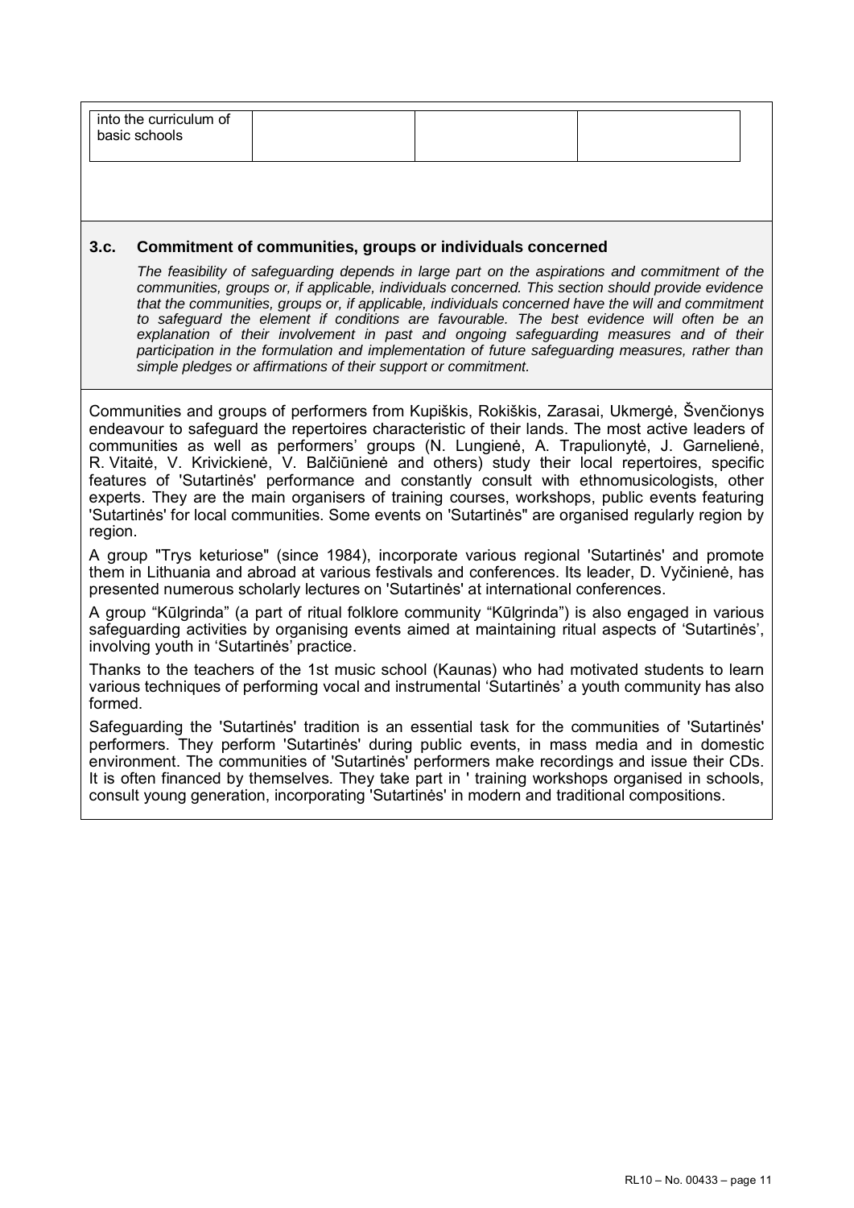| into the curriculum of basic schools | | | |
|---|---|---|---|

### 3.c. Commitment of communities, groups or individuals concerned

*The feasibility of safeguarding depends in large part on the aspirations and commitment of the communities, groups or, if applicable, individuals concerned. This section should provide evidence that the communities, groups or, if applicable, individuals concerned have the will and commitment to safeguard the element if conditions are favourable. The best evidence will often be an explanation of their involvement in past and ongoing safeguarding measures and of their participation in the formulation and implementation of future safeguarding measures, rather than simple pledges or affirmations of their support or commitment.*

Communities and groups of performers from Kupiškis, Rokiškis, Zarasai, Ukmergė, Švenčionys endeavour to safeguard the repertoires characteristic of their lands. The most active leaders of communities as well as performers' groups (N. Lungienė, A. Trapulionytė, J. Garnelienė, R. Vitaitė, V. Krivickienė, V. Balčiūnienė and others) study their local repertoires, specific features of 'Sutartinės' performance and constantly consult with ethnomusicologists, other experts. They are the main organisers of training courses, workshops, public events featuring 'Sutartinės' for local communities. Some events on 'Sutartinės" are organised regularly region by region.

A group "Trys keturiose" (since 1984), incorporate various regional 'Sutartinės' and promote them in Lithuania and abroad at various festivals and conferences. Its leader, D. Vyčinienė, has presented numerous scholarly lectures on 'Sutartinės' at international conferences.

A group "Kūlgrinda" (a part of ritual folklore community "Kūlgrinda") is also engaged in various safeguarding activities by organising events aimed at maintaining ritual aspects of 'Sutartinės', involving youth in 'Sutartinės' practice.

Thanks to the teachers of the 1st music school (Kaunas) who had motivated students to learn various techniques of performing vocal and instrumental 'Sutartinės' a youth community has also formed.

Safeguarding the 'Sutartinės' tradition is an essential task for the communities of 'Sutartinės' performers. They perform 'Sutartinės' during public events, in mass media and in domestic environment. The communities of 'Sutartinės' performers make recordings and issue their CDs. It is often financed by themselves. They take part in ' training workshops organised in schools, consult young generation, incorporating 'Sutartinės' in modern and traditional compositions.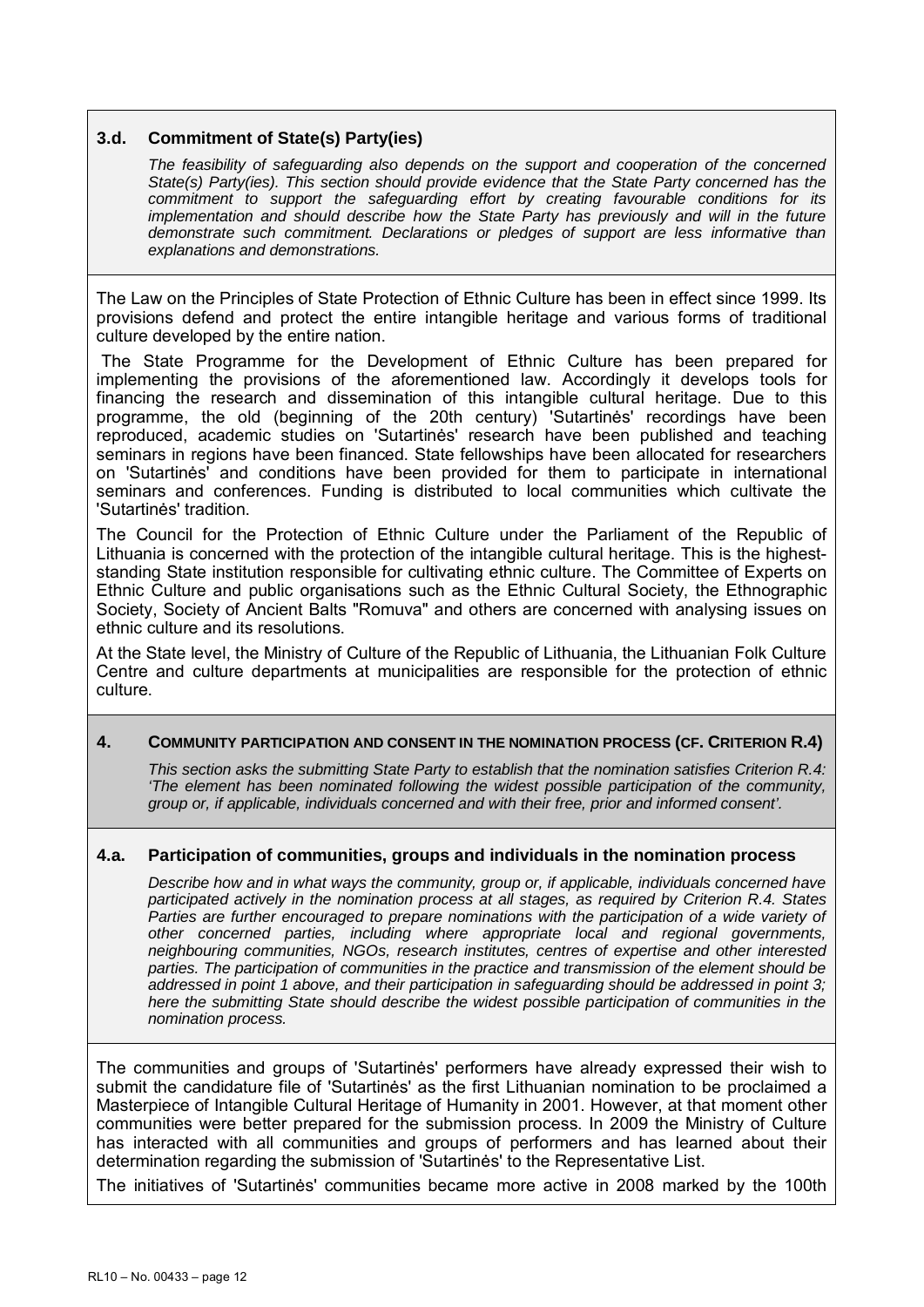### 3.d. Commitment of State(s) Party(ies)

*The feasibility of safeguarding also depends on the support and cooperation of the concerned State(s) Party(ies). This section should provide evidence that the State Party concerned has the commitment to support the safeguarding effort by creating favourable conditions for its implementation and should describe how the State Party has previously and will in the future demonstrate such commitment. Declarations or pledges of support are less informative than explanations and demonstrations.*

The Law on the Principles of State Protection of Ethnic Culture has been in effect since 1999. Its provisions defend and protect the entire intangible heritage and various forms of traditional culture developed by the entire nation.

The State Programme for the Development of Ethnic Culture has been prepared for implementing the provisions of the aforementioned law. Accordingly it develops tools for financing the research and dissemination of this intangible cultural heritage. Due to this programme, the old (beginning of the 20th century) 'Sutartinės' recordings have been reproduced, academic studies on 'Sutartinės' research have been published and teaching seminars in regions have been financed. State fellowships have been allocated for researchers on 'Sutartinės' and conditions have been provided for them to participate in international seminars and conferences. Funding is distributed to local communities which cultivate the 'Sutartinės' tradition.

The Council for the Protection of Ethnic Culture under the Parliament of the Republic of Lithuania is concerned with the protection of the intangible cultural heritage. This is the highest-standing State institution responsible for cultivating ethnic culture. The Committee of Experts on Ethnic Culture and public organisations such as the Ethnic Cultural Society, the Ethnographic Society, Society of Ancient Balts "Romuva" and others are concerned with analysing issues on ethnic culture and its resolutions.

At the State level, the Ministry of Culture of the Republic of Lithuania, the Lithuanian Folk Culture Centre and culture departments at municipalities are responsible for the protection of ethnic culture.

## 4. Community participation and consent in the nomination process (cf. Criterion R.4)

*This section asks the submitting State Party to establish that the nomination satisfies Criterion R.4: 'The element has been nominated following the widest possible participation of the community, group or, if applicable, individuals concerned and with their free, prior and informed consent'.*

### 4.a. Participation of communities, groups and individuals in the nomination process

*Describe how and in what ways the community, group or, if applicable, individuals concerned have participated actively in the nomination process at all stages, as required by Criterion R.4. States Parties are further encouraged to prepare nominations with the participation of a wide variety of other concerned parties, including where appropriate local and regional governments, neighbouring communities, NGOs, research institutes, centres of expertise and other interested parties. The participation of communities in the practice and transmission of the element should be addressed in point 1 above, and their participation in safeguarding should be addressed in point 3; here the submitting State should describe the widest possible participation of communities in the nomination process.*

The communities and groups of 'Sutartinės' performers have already expressed their wish to submit the candidature file of 'Sutartinės' as the first Lithuanian nomination to be proclaimed a Masterpiece of Intangible Cultural Heritage of Humanity in 2001. However, at that moment other communities were better prepared for the submission process. In 2009 the Ministry of Culture has interacted with all communities and groups of performers and has learned about their determination regarding the submission of 'Sutartinės' to the Representative List.

The initiatives of 'Sutartinės' communities became more active in 2008 marked by the 100th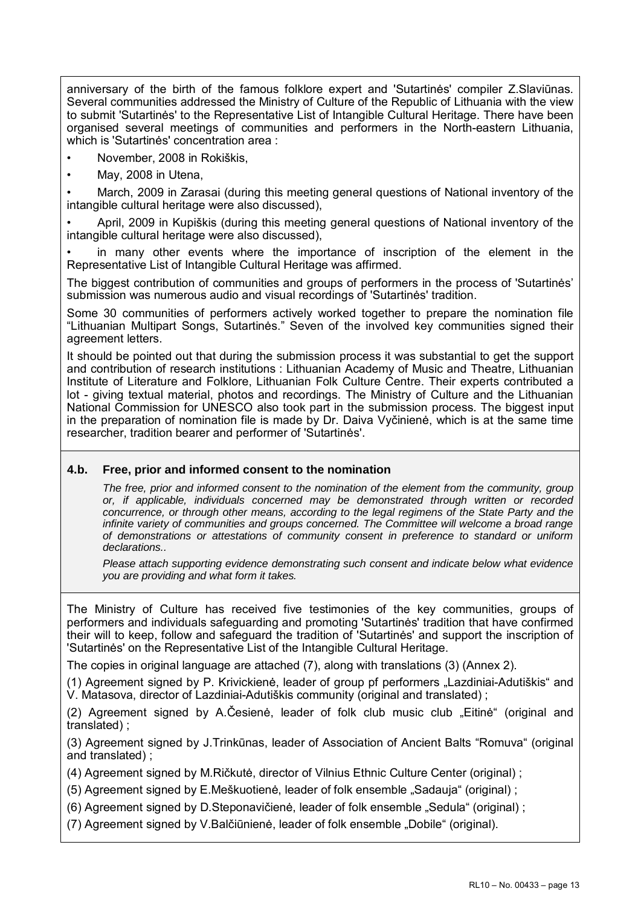anniversary of the birth of the famous folklore expert and 'Sutartinės' compiler Z.Slaviūnas. Several communities addressed the Ministry of Culture of the Republic of Lithuania with the view to submit 'Sutartinės' to the Representative List of Intangible Cultural Heritage. There have been organised several meetings of communities and performers in the North-eastern Lithuania, which is 'Sutartinės' concentration area :

- November, 2008 in Rokiškis,
- May, 2008 in Utena,
- March, 2009 in Zarasai (during this meeting general questions of National inventory of the intangible cultural heritage were also discussed),
- April, 2009 in Kupiškis (during this meeting general questions of National inventory of the intangible cultural heritage were also discussed),
- in many other events where the importance of inscription of the element in the Representative List of Intangible Cultural Heritage was affirmed.

The biggest contribution of communities and groups of performers in the process of 'Sutartinės' submission was numerous audio and visual recordings of 'Sutartinės' tradition.

Some 30 communities of performers actively worked together to prepare the nomination file "Lithuanian Multipart Songs, Sutartinės." Seven of the involved key communities signed their agreement letters.

It should be pointed out that during the submission process it was substantial to get the support and contribution of research institutions : Lithuanian Academy of Music and Theatre, Lithuanian Institute of Literature and Folklore, Lithuanian Folk Culture Centre. Their experts contributed a lot - giving textual material, photos and recordings. The Ministry of Culture and the Lithuanian National Commission for UNESCO also took part in the submission process. The biggest input in the preparation of nomination file is made by Dr. Daiva Vyčinienė, which is at the same time researcher, tradition bearer and performer of 'Sutartinės'.

### 4.b. Free, prior and informed consent to the nomination

*The free, prior and informed consent to the nomination of the element from the community, group or, if applicable, individuals concerned may be demonstrated through written or recorded concurrence, or through other means, according to the legal regimens of the State Party and the infinite variety of communities and groups concerned. The Committee will welcome a broad range of demonstrations or attestations of community consent in preference to standard or uniform declarations..*

*Please attach supporting evidence demonstrating such consent and indicate below what evidence you are providing and what form it takes.*

The Ministry of Culture has received five testimonies of the key communities, groups of performers and individuals safeguarding and promoting 'Sutartinės' tradition that have confirmed their will to keep, follow and safeguard the tradition of 'Sutartinės' and support the inscription of 'Sutartinės' on the Representative List of the Intangible Cultural Heritage.

The copies in original language are attached (7), along with translations (3) (Annex 2).

(1) Agreement signed by P. Krivickienė, leader of group pf performers „Lazdiniai-Adutiškis" and V. Matasova, director of Lazdiniai-Adutiškis community (original and translated) ;

(2) Agreement signed by A.Česienė, leader of folk club music club „Eitinė" (original and translated) ;

(3) Agreement signed by J.Trinkūnas, leader of Association of Ancient Balts "Romuva" (original and translated) ;

(4) Agreement signed by M.Ričkutė, director of Vilnius Ethnic Culture Center (original) ;

(5) Agreement signed by E.Meškuotienė, leader of folk ensemble „Sadauja" (original) ;

(6) Agreement signed by D.Steponavičienė, leader of folk ensemble „Sedula" (original) ;

(7) Agreement signed by V.Balčiūnienė, leader of folk ensemble „Dobile" (original).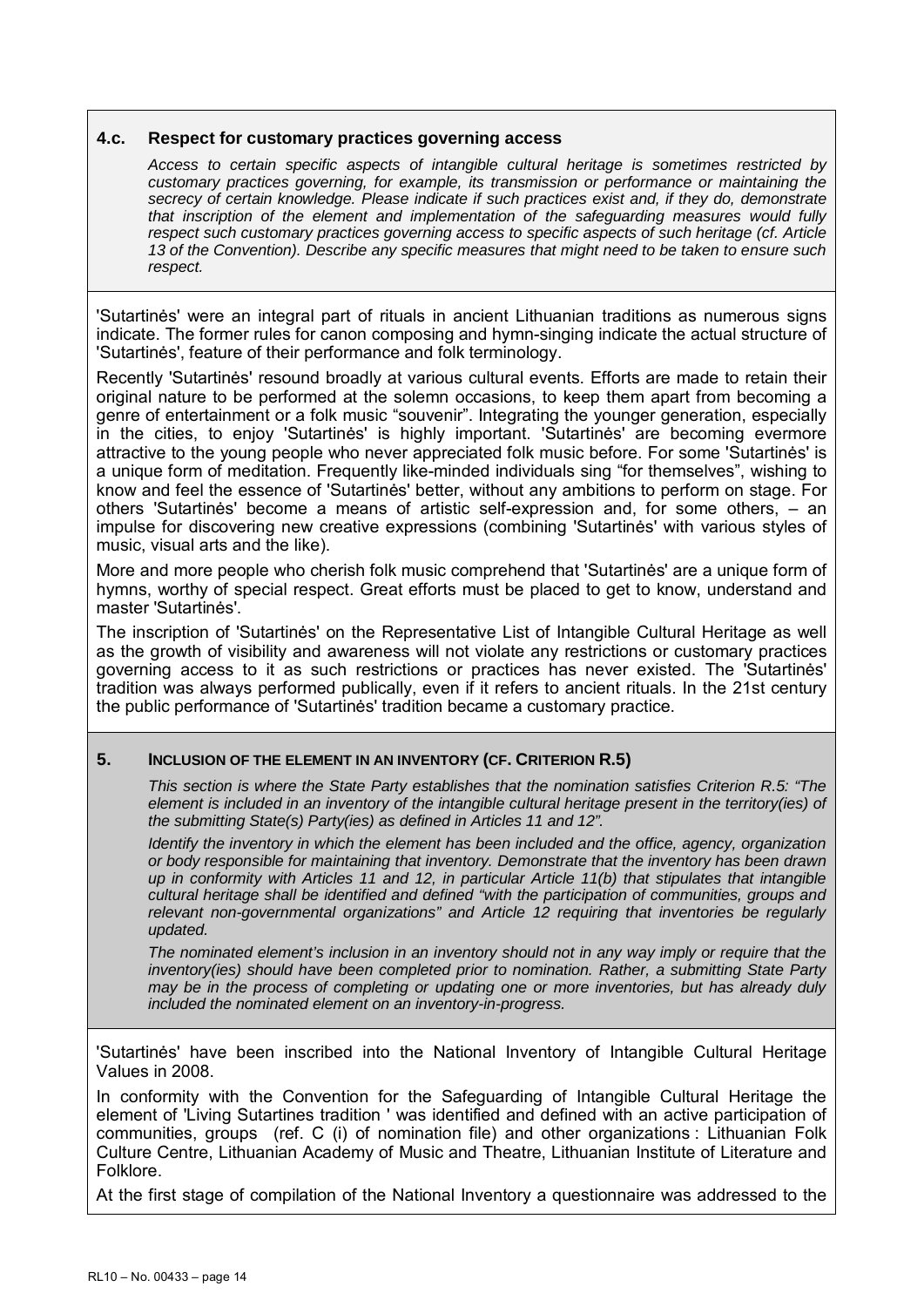### 4.c. Respect for customary practices governing access

*Access to certain specific aspects of intangible cultural heritage is sometimes restricted by customary practices governing, for example, its transmission or performance or maintaining the secrecy of certain knowledge. Please indicate if such practices exist and, if they do, demonstrate that inscription of the element and implementation of the safeguarding measures would fully respect such customary practices governing access to specific aspects of such heritage (cf. Article 13 of the Convention). Describe any specific measures that might need to be taken to ensure such respect.*

'Sutartinės' were an integral part of rituals in ancient Lithuanian traditions as numerous signs indicate. The former rules for canon composing and hymn-singing indicate the actual structure of 'Sutartinės', feature of their performance and folk terminology.

Recently 'Sutartinės' resound broadly at various cultural events. Efforts are made to retain their original nature to be performed at the solemn occasions, to keep them apart from becoming a genre of entertainment or a folk music "souvenir". Integrating the younger generation, especially in the cities, to enjoy 'Sutartinės' is highly important. 'Sutartinės' are becoming evermore attractive to the young people who never appreciated folk music before. For some 'Sutartinės' is a unique form of meditation. Frequently like-minded individuals sing "for themselves", wishing to know and feel the essence of 'Sutartinės' better, without any ambitions to perform on stage. For others 'Sutartinės' become a means of artistic self-expression and, for some others, – an impulse for discovering new creative expressions (combining 'Sutartinės' with various styles of music, visual arts and the like).

More and more people who cherish folk music comprehend that 'Sutartinės' are a unique form of hymns, worthy of special respect. Great efforts must be placed to get to know, understand and master 'Sutartinės'.

The inscription of 'Sutartinės' on the Representative List of Intangible Cultural Heritage as well as the growth of visibility and awareness will not violate any restrictions or customary practices governing access to it as such restrictions or practices has never existed. The 'Sutartinės' tradition was always performed publically, even if it refers to ancient rituals. In the 21st century the public performance of 'Sutartinės' tradition became a customary practice.

## 5. INCLUSION OF THE ELEMENT IN AN INVENTORY (CF. CRITERION R.5)

*This section is where the State Party establishes that the nomination satisfies Criterion R.5: "The element is included in an inventory of the intangible cultural heritage present in the territory(ies) of the submitting State(s) Party(ies) as defined in Articles 11 and 12".*

*Identify the inventory in which the element has been included and the office, agency, organization or body responsible for maintaining that inventory. Demonstrate that the inventory has been drawn up in conformity with Articles 11 and 12, in particular Article 11(b) that stipulates that intangible cultural heritage shall be identified and defined "with the participation of communities, groups and relevant non-governmental organizations" and Article 12 requiring that inventories be regularly updated.*

*The nominated element's inclusion in an inventory should not in any way imply or require that the inventory(ies) should have been completed prior to nomination. Rather, a submitting State Party may be in the process of completing or updating one or more inventories, but has already duly included the nominated element on an inventory-in-progress.*

'Sutartinės' have been inscribed into the National Inventory of Intangible Cultural Heritage Values in 2008.

In conformity with the Convention for the Safeguarding of Intangible Cultural Heritage the element of 'Living Sutartines tradition ' was identified and defined with an active participation of communities, groups (ref. C (i) of nomination file) and other organizations : Lithuanian Folk Culture Centre, Lithuanian Academy of Music and Theatre, Lithuanian Institute of Literature and Folklore.

At the first stage of compilation of the National Inventory a questionnaire was addressed to the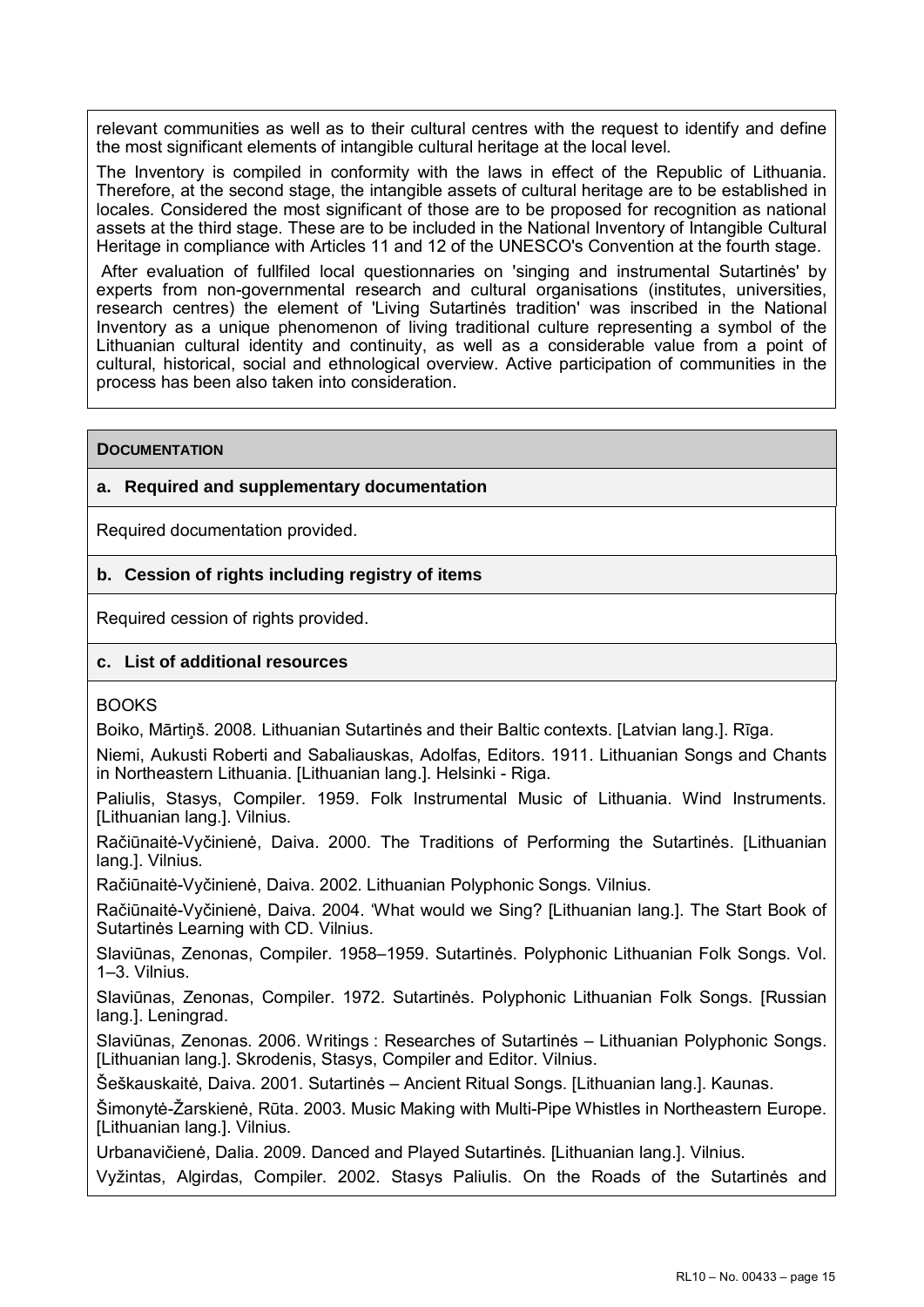relevant communities as well as to their cultural centres with the request to identify and define the most significant elements of intangible cultural heritage at the local level.

The Inventory is compiled in conformity with the laws in effect of the Republic of Lithuania. Therefore, at the second stage, the intangible assets of cultural heritage are to be established in locales. Considered the most significant of those are to be proposed for recognition as national assets at the third stage. These are to be included in the National Inventory of Intangible Cultural Heritage in compliance with Articles 11 and 12 of the UNESCO's Convention at the fourth stage.

After evaluation of fullfiled local questionnaries on 'singing and instrumental Sutartinės' by experts from non-governmental research and cultural organisations (institutes, universities, research centres) the element of 'Living Sutartinės tradition' was inscribed in the National Inventory as a unique phenomenon of living traditional culture representing a symbol of the Lithuanian cultural identity and continuity, as well as a considerable value from a point of cultural, historical, social and ethnological overview. Active participation of communities in the process has been also taken into consideration.

## DOCUMENTATION

### a. Required and supplementary documentation

Required documentation provided.

### b. Cession of rights including registry of items

Required cession of rights provided.

### c. List of additional resources

BOOKS

Boiko, Mārtiņš. 2008. Lithuanian Sutartinės and their Baltic contexts. [Latvian lang.]. Rīga.

Niemi, Aukusti Roberti and Sabaliauskas, Adolfas, Editors. 1911. Lithuanian Songs and Chants in Northeastern Lithuania. [Lithuanian lang.]. Helsinki - Riga.

Paliulis, Stasys, Compiler. 1959. Folk Instrumental Music of Lithuania. Wind Instruments. [Lithuanian lang.]. Vilnius.

Račiūnaitė-Vyčinienė, Daiva. 2000. The Traditions of Performing the Sutartinės. [Lithuanian lang.]. Vilnius.

Račiūnaitė-Vyčinienė, Daiva. 2002. Lithuanian Polyphonic Songs. Vilnius.

Račiūnaitė-Vyčinienė, Daiva. 2004. 'What would we Sing? [Lithuanian lang.]. The Start Book of Sutartinės Learning with CD. Vilnius.

Slaviūnas, Zenonas, Compiler. 1958–1959. Sutartinės. Polyphonic Lithuanian Folk Songs. Vol. 1–3. Vilnius.

Slaviūnas, Zenonas, Compiler. 1972. Sutartinės. Polyphonic Lithuanian Folk Songs. [Russian lang.]. Leningrad.

Slaviūnas, Zenonas. 2006. Writings : Researches of Sutartinės – Lithuanian Polyphonic Songs. [Lithuanian lang.]. Skrodenis, Stasys, Compiler and Editor. Vilnius.

Šeškauskaitė, Daiva. 2001. Sutartinės – Ancient Ritual Songs. [Lithuanian lang.]. Kaunas.

Šimonytė-Žarskienė, Rūta. 2003. Music Making with Multi-Pipe Whistles in Northeastern Europe. [Lithuanian lang.]. Vilnius.

Urbanavičienė, Dalia. 2009. Danced and Played Sutartinės. [Lithuanian lang.]. Vilnius.

Vyžintas, Algirdas, Compiler. 2002. Stasys Paliulis. On the Roads of the Sutartinės and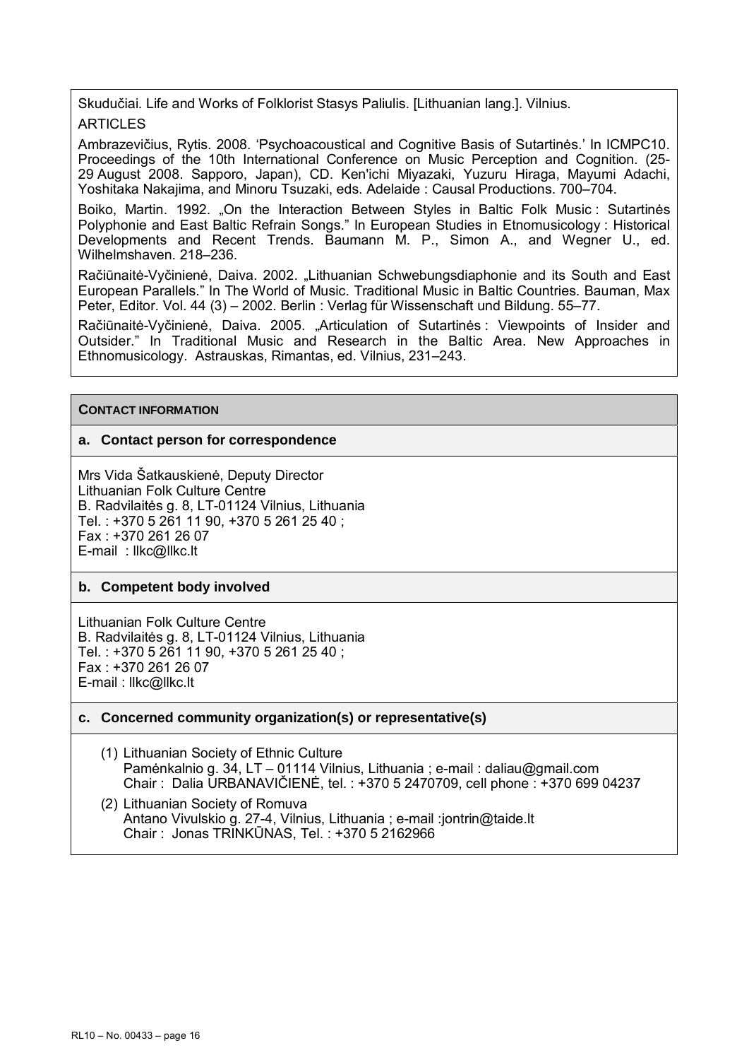Skudučiai. Life and Works of Folklorist Stasys Paliulis. [Lithuanian lang.]. Vilnius.

ARTICLES

Ambrazevičius, Rytis. 2008. 'Psychoacoustical and Cognitive Basis of Sutartinės.' In ICMPC10. Proceedings of the 10th International Conference on Music Perception and Cognition. (25-29 August 2008. Sapporo, Japan), CD. Ken'ichi Miyazaki, Yuzuru Hiraga, Mayumi Adachi, Yoshitaka Nakajima, and Minoru Tsuzaki, eds. Adelaide : Causal Productions. 700–704.

Boiko, Martin. 1992. „On the Interaction Between Styles in Baltic Folk Music : Sutartinės Polyphonie and East Baltic Refrain Songs." In European Studies in Etnomusicology : Historical Developments and Recent Trends. Baumann M. P., Simon A., and Wegner U., ed. Wilhelmshaven. 218–236.

Račiūnaitė-Vyčinienė, Daiva. 2002. „Lithuanian Schwebungsdiaphonie and its South and East European Parallels." In The World of Music. Traditional Music in Baltic Countries. Bauman, Max Peter, Editor. Vol. 44 (3) – 2002. Berlin : Verlag für Wissenschaft und Bildung. 55–77.

Račiūnaitė-Vyčinienė, Daiva. 2005. „Articulation of Sutartinės : Viewpoints of Insider and Outsider." In Traditional Music and Research in the Baltic Area. New Approaches in Ethnomusicology. Astrauskas, Rimantas, ed. Vilnius, 231–243.

**CONTACT INFORMATION**

**a. Contact person for correspondence**

Mrs Vida Šatkauskienė, Deputy Director
Lithuanian Folk Culture Centre
B. Radvilaitės g. 8, LT-01124 Vilnius, Lithuania
Tel. : +370 5 261 11 90, +370 5 261 25 40 ;
Fax : +370 261 26 07
E-mail : llkc@llkc.lt

**b. Competent body involved**

Lithuanian Folk Culture Centre
B. Radvilaitės g. 8, LT-01124 Vilnius, Lithuania
Tel. : +370 5 261 11 90, +370 5 261 25 40 ;
Fax : +370 261 26 07
E-mail : llkc@llkc.lt

**c. Concerned community organization(s) or representative(s)**

(1) Lithuanian Society of Ethnic Culture
Pamėnkalnio g. 34, LT – 01114 Vilnius, Lithuania ; e-mail : daliau@gmail.com
Chair : Dalia URBANAVIČIENĖ, tel. : +370 5 2470709, cell phone : +370 699 04237

(2) Lithuanian Society of Romuva
Antano Vivulskio g. 27-4, Vilnius, Lithuania ; e-mail :jontrin@taide.lt
Chair : Jonas TRINKŪNAS, Tel. : +370 5 2162966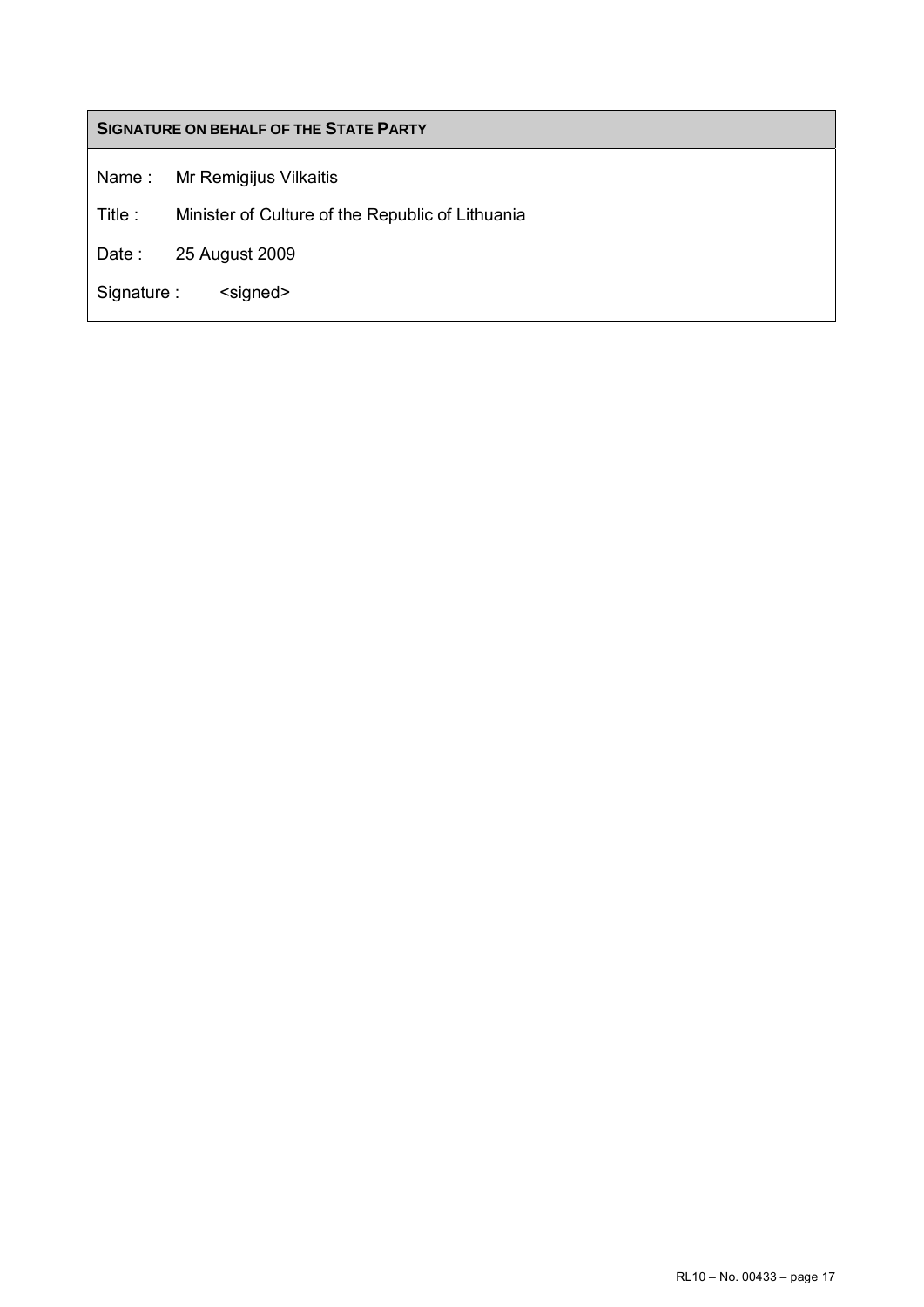## SIGNATURE ON BEHALF OF THE STATE PARTY

Name : Mr Remigijus Vilkaitis

Title : Minister of Culture of the Republic of Lithuania

Date : 25 August 2009

Signature : <signed>